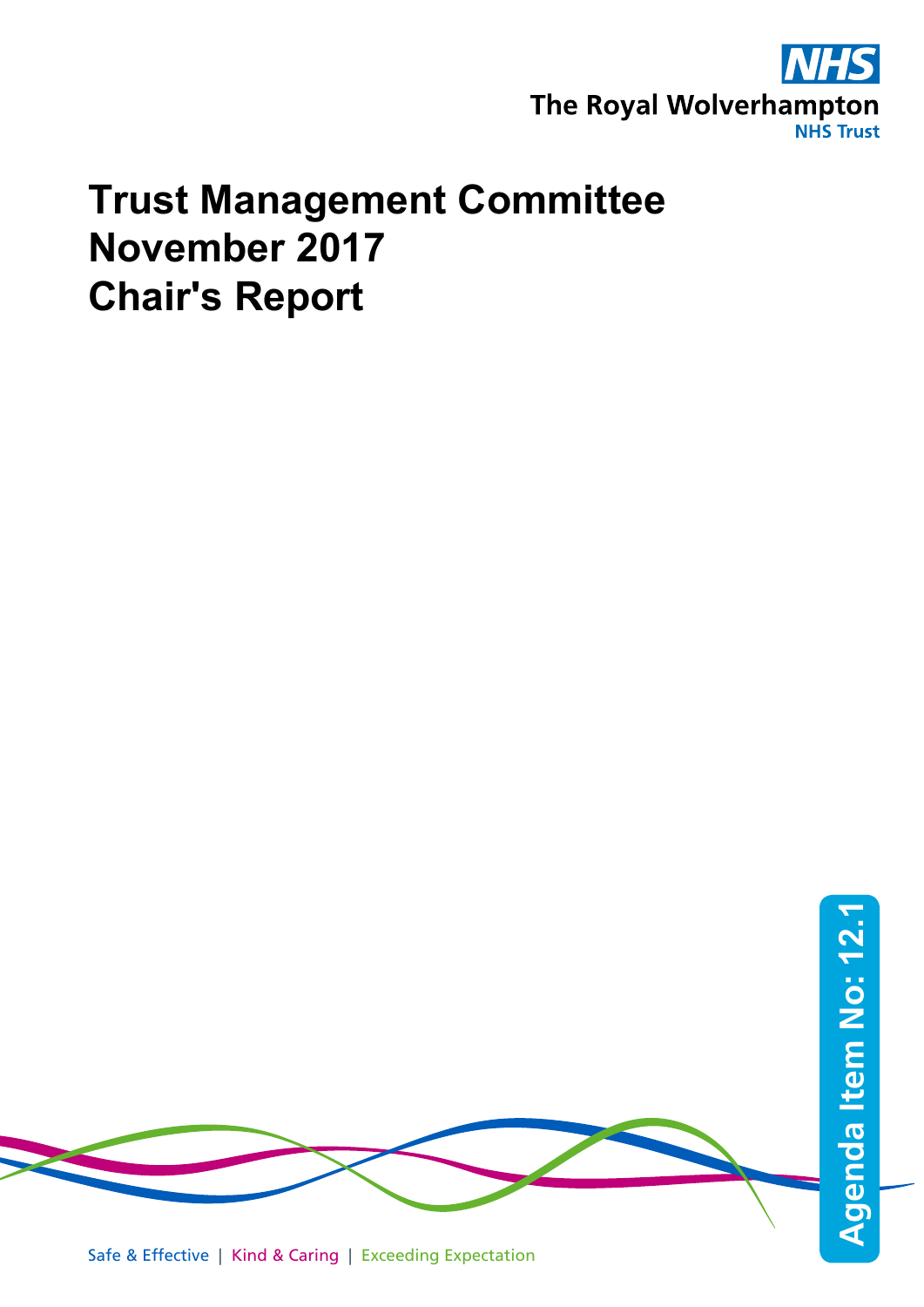The Royal Wolverhampton NHS Trust

# Trust Management Committee November 2017 Chair's Report

Agenda Item No: 12.1

Safe & Effective | Kind & Caring | Exceeding Expectation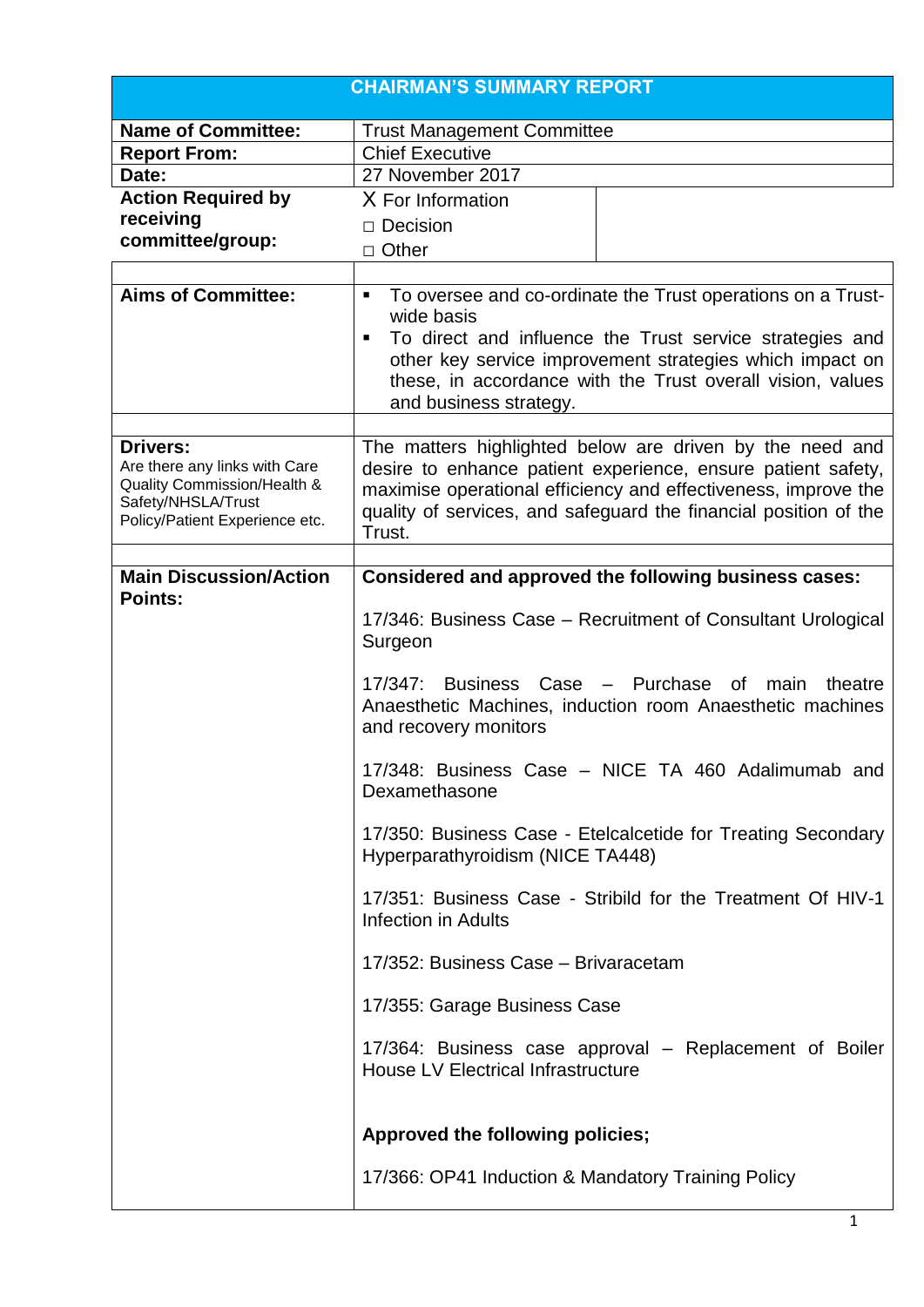| CHAIRMAN'S SUMMARY REPORT | |
|---|---|
| **Name of Committee:** | Trust Management Committee |
| **Report From:** | Chief Executive |
| **Date:** | 27 November 2017 |
| **Action Required by receiving committee/group:** | X For Information<br>□ Decision<br>□ Other |
| | |
| **Aims of Committee:** | ▪ To oversee and co-ordinate the Trust operations on a Trust-wide basis<br>▪ To direct and influence the Trust service strategies and other key service improvement strategies which impact on these, in accordance with the Trust overall vision, values and business strategy. |
| | |
| **Drivers:**<br>Are there any links with Care Quality Commission/Health & Safety/NHSLA/Trust Policy/Patient Experience etc. | The matters highlighted below are driven by the need and desire to enhance patient experience, ensure patient safety, maximise operational efficiency and effectiveness, improve the quality of services, and safeguard the financial position of the Trust. |
| | |
| **Main Discussion/Action Points:** | **Considered and approved the following business cases:**<br><br>17/346: Business Case – Recruitment of Consultant Urological Surgeon<br><br>17/347: Business Case – Purchase of main theatre Anaesthetic Machines, induction room Anaesthetic machines and recovery monitors<br><br>17/348: Business Case – NICE TA 460 Adalimumab and Dexamethasone<br><br>17/350: Business Case - Etelcalcetide for Treating Secondary Hyperparathyroidism (NICE TA448)<br><br>17/351: Business Case - Stribild for the Treatment Of HIV-1 Infection in Adults<br><br>17/352: Business Case – Brivaracetam<br><br>17/355: Garage Business Case<br><br>17/364: Business case approval – Replacement of Boiler House LV Electrical Infrastructure<br><br>**Approved the following policies;**<br><br>17/366: OP41 Induction & Mandatory Training Policy |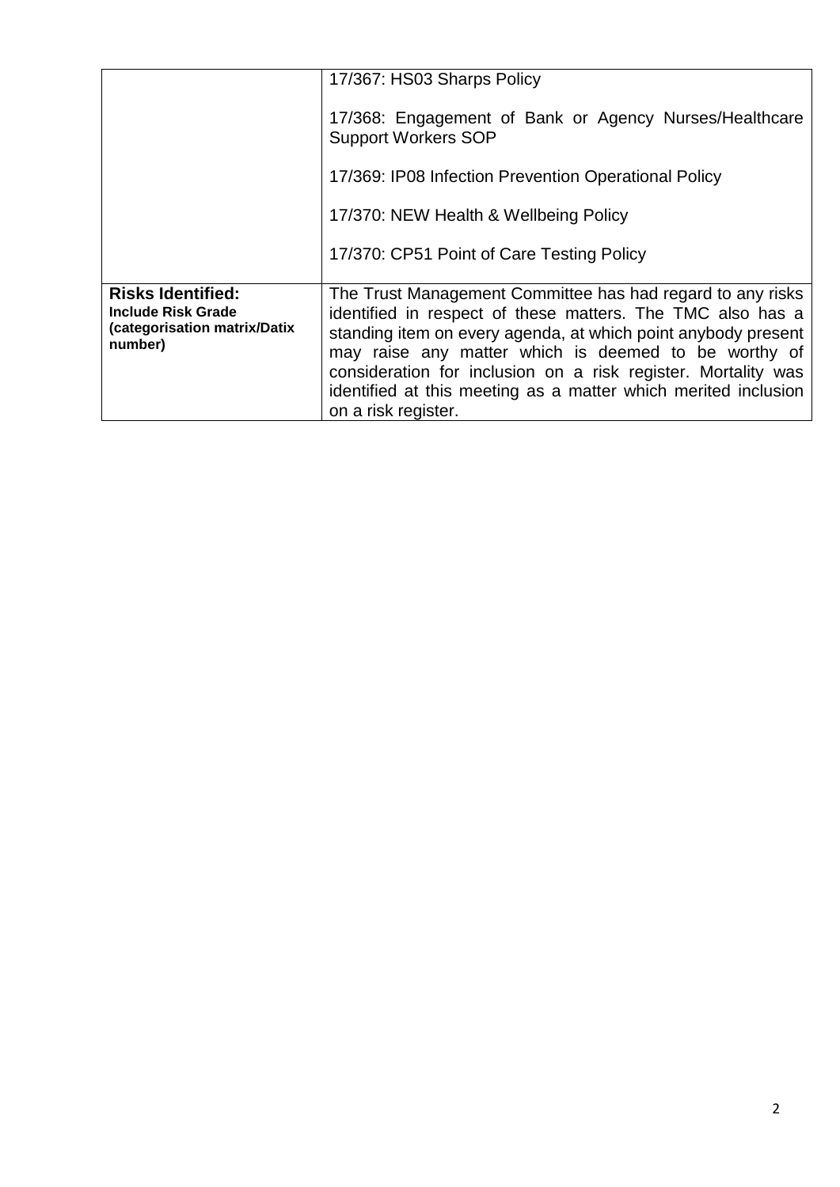| | |
|---|---|
| | 17/367: HS03 Sharps Policy<br><br>17/368: Engagement of Bank or Agency Nurses/Healthcare Support Workers SOP<br><br>17/369: IP08 Infection Prevention Operational Policy<br><br>17/370: NEW Health & Wellbeing Policy<br><br>17/370: CP51 Point of Care Testing Policy |
| **Risks Identified:**<br>**Include Risk Grade (categorisation matrix/Datix number)** | The Trust Management Committee has had regard to any risks identified in respect of these matters. The TMC also has a standing item on every agenda, at which point anybody present may raise any matter which is deemed to be worthy of consideration for inclusion on a risk register. Mortality was identified at this meeting as a matter which merited inclusion on a risk register. |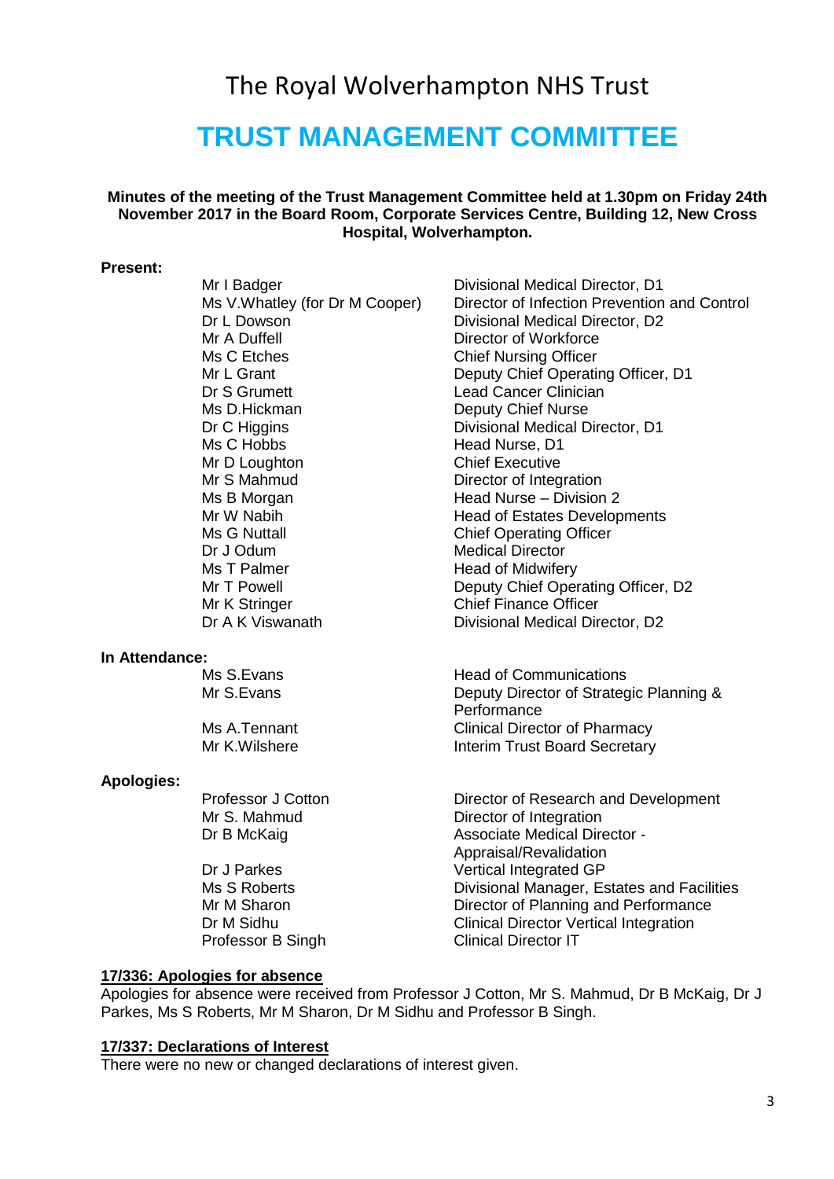The Royal Wolverhampton NHS Trust

# TRUST MANAGEMENT COMMITTEE

**Minutes of the meeting of the Trust Management Committee held at 1.30pm on Friday 24th November 2017 in the Board Room, Corporate Services Centre, Building 12, New Cross Hospital, Wolverhampton.**

**Present:**

| | |
|---|---|
| Mr I Badger | Divisional Medical Director, D1 |
| Ms V.Whatley (for Dr M Cooper) | Director of Infection Prevention and Control |
| Dr L Dowson | Divisional Medical Director, D2 |
| Mr A Duffell | Director of Workforce |
| Ms C Etches | Chief Nursing Officer |
| Mr L Grant | Deputy Chief Operating Officer, D1 |
| Dr S Grumett | Lead Cancer Clinician |
| Ms D.Hickman | Deputy Chief Nurse |
| Dr C Higgins | Divisional Medical Director, D1 |
| Ms C Hobbs | Head Nurse, D1 |
| Mr D Loughton | Chief Executive |
| Mr S Mahmud | Director of Integration |
| Ms B Morgan | Head Nurse – Division 2 |
| Mr W Nabih | Head of Estates Developments |
| Ms G Nuttall | Chief Operating Officer |
| Dr J Odum | Medical Director |
| Ms T Palmer | Head of Midwifery |
| Mr T Powell | Deputy Chief Operating Officer, D2 |
| Mr K Stringer | Chief Finance Officer |
| Dr A K Viswanath | Divisional Medical Director, D2 |

**In Attendance:**

| | |
|---|---|
| Ms S.Evans | Head of Communications |
| Mr S.Evans | Deputy Director of Strategic Planning & Performance |
| Ms A.Tennant | Clinical Director of Pharmacy |
| Mr K.Wilshere | Interim Trust Board Secretary |

**Apologies:**

| | |
|---|---|
| Professor J Cotton | Director of Research and Development |
| Mr S. Mahmud | Director of Integration |
| Dr B McKaig | Associate Medical Director - Appraisal/Revalidation |
| Dr J Parkes | Vertical Integrated GP |
| Ms S Roberts | Divisional Manager, Estates and Facilities |
| Mr M Sharon | Director of Planning and Performance |
| Dr M Sidhu | Clinical Director Vertical Integration |
| Professor B Singh | Clinical Director IT |

**17/336: Apologies for absence**

Apologies for absence were received from Professor J Cotton, Mr S. Mahmud, Dr B McKaig, Dr J Parkes, Ms S Roberts, Mr M Sharon, Dr M Sidhu and Professor B Singh.

**17/337: Declarations of Interest**

There were no new or changed declarations of interest given.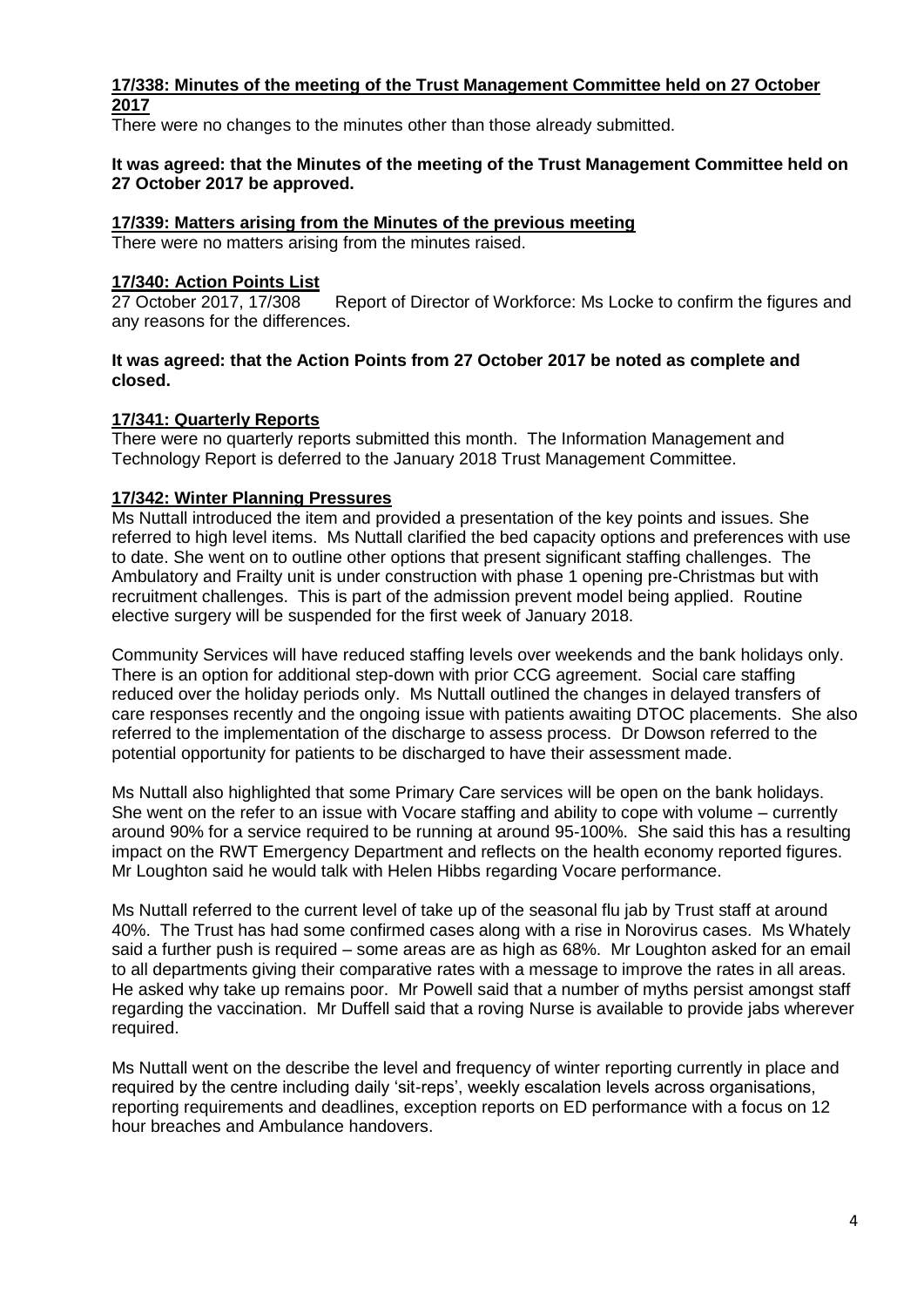**17/338: Minutes of the meeting of the Trust Management Committee held on 27 October 2017**

There were no changes to the minutes other than those already submitted.

**It was agreed: that the Minutes of the meeting of the Trust Management Committee held on 27 October 2017 be approved.**

**17/339: Matters arising from the Minutes of the previous meeting**

There were no matters arising from the minutes raised.

**17/340: Action Points List**

27 October 2017, 17/308 Report of Director of Workforce: Ms Locke to confirm the figures and any reasons for the differences.

**It was agreed: that the Action Points from 27 October 2017 be noted as complete and closed.**

**17/341: Quarterly Reports**

There were no quarterly reports submitted this month. The Information Management and Technology Report is deferred to the January 2018 Trust Management Committee.

**17/342: Winter Planning Pressures**

Ms Nuttall introduced the item and provided a presentation of the key points and issues. She referred to high level items. Ms Nuttall clarified the bed capacity options and preferences with use to date. She went on to outline other options that present significant staffing challenges. The Ambulatory and Frailty unit is under construction with phase 1 opening pre-Christmas but with recruitment challenges. This is part of the admission prevent model being applied. Routine elective surgery will be suspended for the first week of January 2018.

Community Services will have reduced staffing levels over weekends and the bank holidays only. There is an option for additional step-down with prior CCG agreement. Social care staffing reduced over the holiday periods only. Ms Nuttall outlined the changes in delayed transfers of care responses recently and the ongoing issue with patients awaiting DTOC placements. She also referred to the implementation of the discharge to assess process. Dr Dowson referred to the potential opportunity for patients to be discharged to have their assessment made.

Ms Nuttall also highlighted that some Primary Care services will be open on the bank holidays. She went on the refer to an issue with Vocare staffing and ability to cope with volume – currently around 90% for a service required to be running at around 95-100%. She said this has a resulting impact on the RWT Emergency Department and reflects on the health economy reported figures. Mr Loughton said he would talk with Helen Hibbs regarding Vocare performance.

Ms Nuttall referred to the current level of take up of the seasonal flu jab by Trust staff at around 40%. The Trust has had some confirmed cases along with a rise in Norovirus cases. Ms Whately said a further push is required – some areas are as high as 68%. Mr Loughton asked for an email to all departments giving their comparative rates with a message to improve the rates in all areas. He asked why take up remains poor. Mr Powell said that a number of myths persist amongst staff regarding the vaccination. Mr Duffell said that a roving Nurse is available to provide jabs wherever required.

Ms Nuttall went on the describe the level and frequency of winter reporting currently in place and required by the centre including daily 'sit-reps', weekly escalation levels across organisations, reporting requirements and deadlines, exception reports on ED performance with a focus on 12 hour breaches and Ambulance handovers.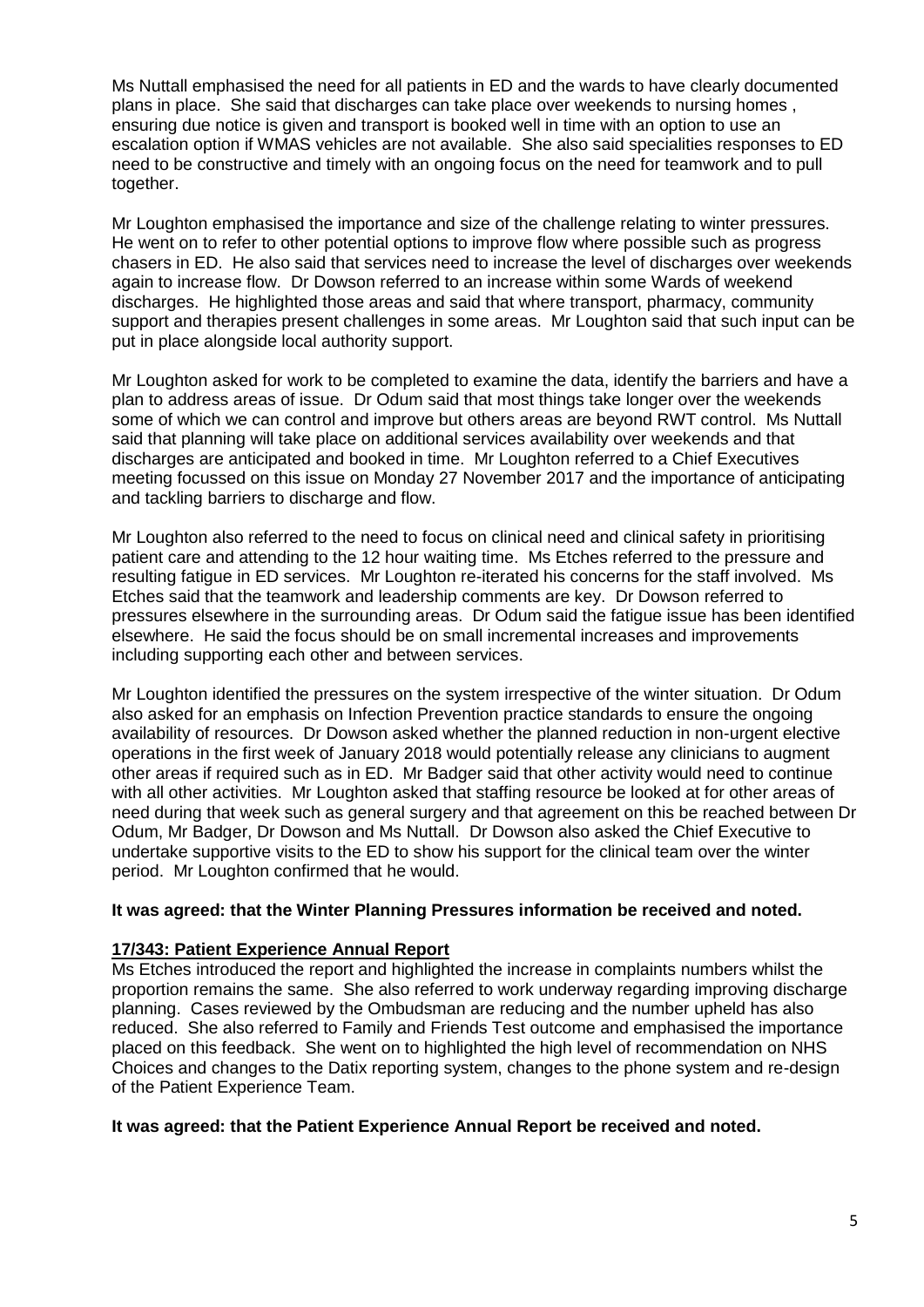Ms Nuttall emphasised the need for all patients in ED and the wards to have clearly documented plans in place. She said that discharges can take place over weekends to nursing homes , ensuring due notice is given and transport is booked well in time with an option to use an escalation option if WMAS vehicles are not available. She also said specialities responses to ED need to be constructive and timely with an ongoing focus on the need for teamwork and to pull together.

Mr Loughton emphasised the importance and size of the challenge relating to winter pressures. He went on to refer to other potential options to improve flow where possible such as progress chasers in ED. He also said that services need to increase the level of discharges over weekends again to increase flow. Dr Dowson referred to an increase within some Wards of weekend discharges. He highlighted those areas and said that where transport, pharmacy, community support and therapies present challenges in some areas. Mr Loughton said that such input can be put in place alongside local authority support.

Mr Loughton asked for work to be completed to examine the data, identify the barriers and have a plan to address areas of issue. Dr Odum said that most things take longer over the weekends some of which we can control and improve but others areas are beyond RWT control. Ms Nuttall said that planning will take place on additional services availability over weekends and that discharges are anticipated and booked in time. Mr Loughton referred to a Chief Executives meeting focussed on this issue on Monday 27 November 2017 and the importance of anticipating and tackling barriers to discharge and flow.

Mr Loughton also referred to the need to focus on clinical need and clinical safety in prioritising patient care and attending to the 12 hour waiting time. Ms Etches referred to the pressure and resulting fatigue in ED services. Mr Loughton re-iterated his concerns for the staff involved. Ms Etches said that the teamwork and leadership comments are key. Dr Dowson referred to pressures elsewhere in the surrounding areas. Dr Odum said the fatigue issue has been identified elsewhere. He said the focus should be on small incremental increases and improvements including supporting each other and between services.

Mr Loughton identified the pressures on the system irrespective of the winter situation. Dr Odum also asked for an emphasis on Infection Prevention practice standards to ensure the ongoing availability of resources. Dr Dowson asked whether the planned reduction in non-urgent elective operations in the first week of January 2018 would potentially release any clinicians to augment other areas if required such as in ED. Mr Badger said that other activity would need to continue with all other activities. Mr Loughton asked that staffing resource be looked at for other areas of need during that week such as general surgery and that agreement on this be reached between Dr Odum, Mr Badger, Dr Dowson and Ms Nuttall. Dr Dowson also asked the Chief Executive to undertake supportive visits to the ED to show his support for the clinical team over the winter period. Mr Loughton confirmed that he would.

**It was agreed: that the Winter Planning Pressures information be received and noted.**

**17/343: Patient Experience Annual Report**

Ms Etches introduced the report and highlighted the increase in complaints numbers whilst the proportion remains the same. She also referred to work underway regarding improving discharge planning. Cases reviewed by the Ombudsman are reducing and the number upheld has also reduced. She also referred to Family and Friends Test outcome and emphasised the importance placed on this feedback. She went on to highlighted the high level of recommendation on NHS Choices and changes to the Datix reporting system, changes to the phone system and re-design of the Patient Experience Team.

**It was agreed: that the Patient Experience Annual Report be received and noted.**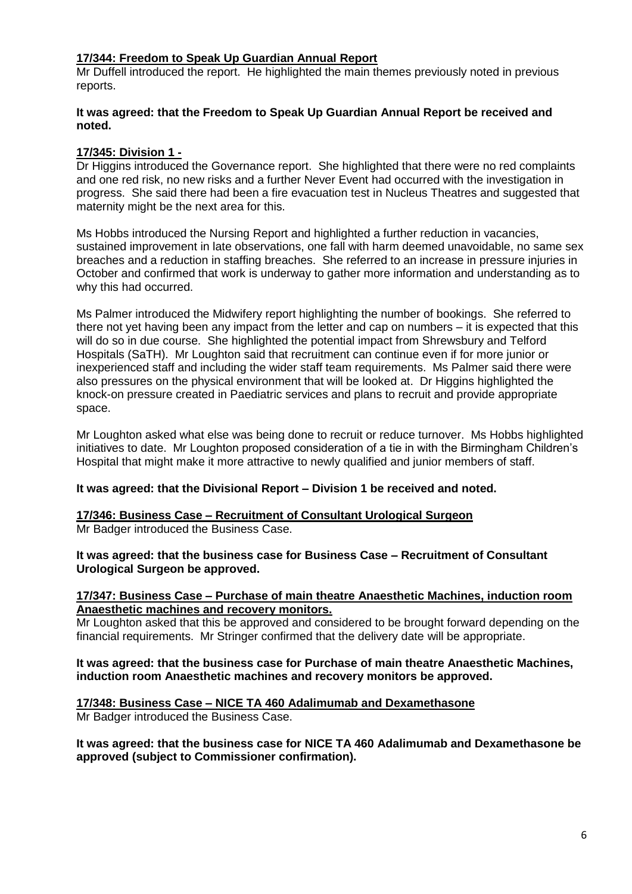**17/344: Freedom to Speak Up Guardian Annual Report**

Mr Duffell introduced the report. He highlighted the main themes previously noted in previous reports.

**It was agreed: that the Freedom to Speak Up Guardian Annual Report be received and noted.**

**17/345: Division 1 -**

Dr Higgins introduced the Governance report. She highlighted that there were no red complaints and one red risk, no new risks and a further Never Event had occurred with the investigation in progress. She said there had been a fire evacuation test in Nucleus Theatres and suggested that maternity might be the next area for this.

Ms Hobbs introduced the Nursing Report and highlighted a further reduction in vacancies, sustained improvement in late observations, one fall with harm deemed unavoidable, no same sex breaches and a reduction in staffing breaches. She referred to an increase in pressure injuries in October and confirmed that work is underway to gather more information and understanding as to why this had occurred.

Ms Palmer introduced the Midwifery report highlighting the number of bookings. She referred to there not yet having been any impact from the letter and cap on numbers – it is expected that this will do so in due course. She highlighted the potential impact from Shrewsbury and Telford Hospitals (SaTH). Mr Loughton said that recruitment can continue even if for more junior or inexperienced staff and including the wider staff team requirements. Ms Palmer said there were also pressures on the physical environment that will be looked at. Dr Higgins highlighted the knock-on pressure created in Paediatric services and plans to recruit and provide appropriate space.

Mr Loughton asked what else was being done to recruit or reduce turnover. Ms Hobbs highlighted initiatives to date. Mr Loughton proposed consideration of a tie in with the Birmingham Children's Hospital that might make it more attractive to newly qualified and junior members of staff.

**It was agreed: that the Divisional Report – Division 1 be received and noted.**

**17/346: Business Case – Recruitment of Consultant Urological Surgeon**

Mr Badger introduced the Business Case.

**It was agreed: that the business case for Business Case – Recruitment of Consultant Urological Surgeon be approved.**

**17/347: Business Case – Purchase of main theatre Anaesthetic Machines, induction room Anaesthetic machines and recovery monitors.**

Mr Loughton asked that this be approved and considered to be brought forward depending on the financial requirements. Mr Stringer confirmed that the delivery date will be appropriate.

**It was agreed: that the business case for Purchase of main theatre Anaesthetic Machines, induction room Anaesthetic machines and recovery monitors be approved.**

**17/348: Business Case – NICE TA 460 Adalimumab and Dexamethasone**

Mr Badger introduced the Business Case.

**It was agreed: that the business case for NICE TA 460 Adalimumab and Dexamethasone be approved (subject to Commissioner confirmation).**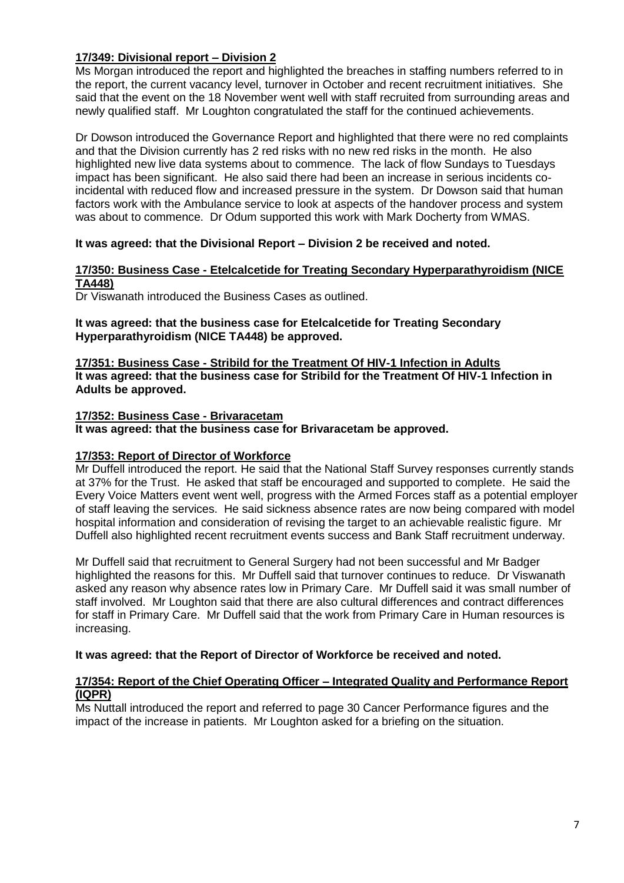**17/349: Divisional report – Division 2**

Ms Morgan introduced the report and highlighted the breaches in staffing numbers referred to in the report, the current vacancy level, turnover in October and recent recruitment initiatives. She said that the event on the 18 November went well with staff recruited from surrounding areas and newly qualified staff. Mr Loughton congratulated the staff for the continued achievements.

Dr Dowson introduced the Governance Report and highlighted that there were no red complaints and that the Division currently has 2 red risks with no new red risks in the month. He also highlighted new live data systems about to commence. The lack of flow Sundays to Tuesdays impact has been significant. He also said there had been an increase in serious incidents co-incidental with reduced flow and increased pressure in the system. Dr Dowson said that human factors work with the Ambulance service to look at aspects of the handover process and system was about to commence. Dr Odum supported this work with Mark Docherty from WMAS.

**It was agreed: that the Divisional Report – Division 2 be received and noted.**

**17/350: Business Case - Etelcalcetide for Treating Secondary Hyperparathyroidism (NICE TA448)**

Dr Viswanath introduced the Business Cases as outlined.

**It was agreed: that the business case for Etelcalcetide for Treating Secondary Hyperparathyroidism (NICE TA448) be approved.**

**17/351: Business Case - Stribild for the Treatment Of HIV-1 Infection in Adults**

**It was agreed: that the business case for Stribild for the Treatment Of HIV-1 Infection in Adults be approved.**

**17/352: Business Case - Brivaracetam**

**It was agreed: that the business case for Brivaracetam be approved.**

**17/353: Report of Director of Workforce**

Mr Duffell introduced the report. He said that the National Staff Survey responses currently stands at 37% for the Trust. He asked that staff be encouraged and supported to complete. He said the Every Voice Matters event went well, progress with the Armed Forces staff as a potential employer of staff leaving the services. He said sickness absence rates are now being compared with model hospital information and consideration of revising the target to an achievable realistic figure. Mr Duffell also highlighted recent recruitment events success and Bank Staff recruitment underway.

Mr Duffell said that recruitment to General Surgery had not been successful and Mr Badger highlighted the reasons for this. Mr Duffell said that turnover continues to reduce. Dr Viswanath asked any reason why absence rates low in Primary Care. Mr Duffell said it was small number of staff involved. Mr Loughton said that there are also cultural differences and contract differences for staff in Primary Care. Mr Duffell said that the work from Primary Care in Human resources is increasing.

**It was agreed: that the Report of Director of Workforce be received and noted.**

**17/354: Report of the Chief Operating Officer – Integrated Quality and Performance Report (IQPR)**

Ms Nuttall introduced the report and referred to page 30 Cancer Performance figures and the impact of the increase in patients. Mr Loughton asked for a briefing on the situation.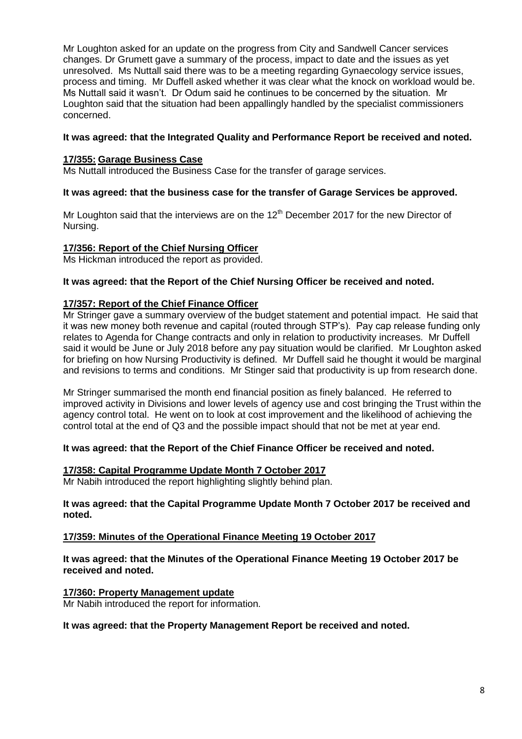Mr Loughton asked for an update on the progress from City and Sandwell Cancer services changes. Dr Grumett gave a summary of the process, impact to date and the issues as yet unresolved. Ms Nuttall said there was to be a meeting regarding Gynaecology service issues, process and timing. Mr Duffell asked whether it was clear what the knock on workload would be. Ms Nuttall said it wasn't. Dr Odum said he continues to be concerned by the situation. Mr Loughton said that the situation had been appallingly handled by the specialist commissioners concerned.

**It was agreed: that the Integrated Quality and Performance Report be received and noted.**

**<u>17/355: Garage Business Case</u>**

Ms Nuttall introduced the Business Case for the transfer of garage services.

**It was agreed: that the business case for the transfer of Garage Services be approved.**

Mr Loughton said that the interviews are on the 12th December 2017 for the new Director of Nursing.

**<u>17/356: Report of the Chief Nursing Officer</u>**

Ms Hickman introduced the report as provided.

**It was agreed: that the Report of the Chief Nursing Officer be received and noted.**

**<u>17/357: Report of the Chief Finance Officer</u>**

Mr Stringer gave a summary overview of the budget statement and potential impact. He said that it was new money both revenue and capital (routed through STP's). Pay cap release funding only relates to Agenda for Change contracts and only in relation to productivity increases. Mr Duffell said it would be June or July 2018 before any pay situation would be clarified. Mr Loughton asked for briefing on how Nursing Productivity is defined. Mr Duffell said he thought it would be marginal and revisions to terms and conditions. Mr Stinger said that productivity is up from research done.

Mr Stringer summarised the month end financial position as finely balanced. He referred to improved activity in Divisions and lower levels of agency use and cost bringing the Trust within the agency control total. He went on to look at cost improvement and the likelihood of achieving the control total at the end of Q3 and the possible impact should that not be met at year end.

**It was agreed: that the Report of the Chief Finance Officer be received and noted.**

**<u>17/358: Capital Programme Update Month 7 October 2017</u>**

Mr Nabih introduced the report highlighting slightly behind plan.

**It was agreed: that the Capital Programme Update Month 7 October 2017 be received and noted.**

**<u>17/359: Minutes of the Operational Finance Meeting 19 October 2017</u>**

**It was agreed: that the Minutes of the Operational Finance Meeting 19 October 2017 be received and noted.**

**<u>17/360: Property Management update</u>**

Mr Nabih introduced the report for information.

**It was agreed: that the Property Management Report be received and noted.**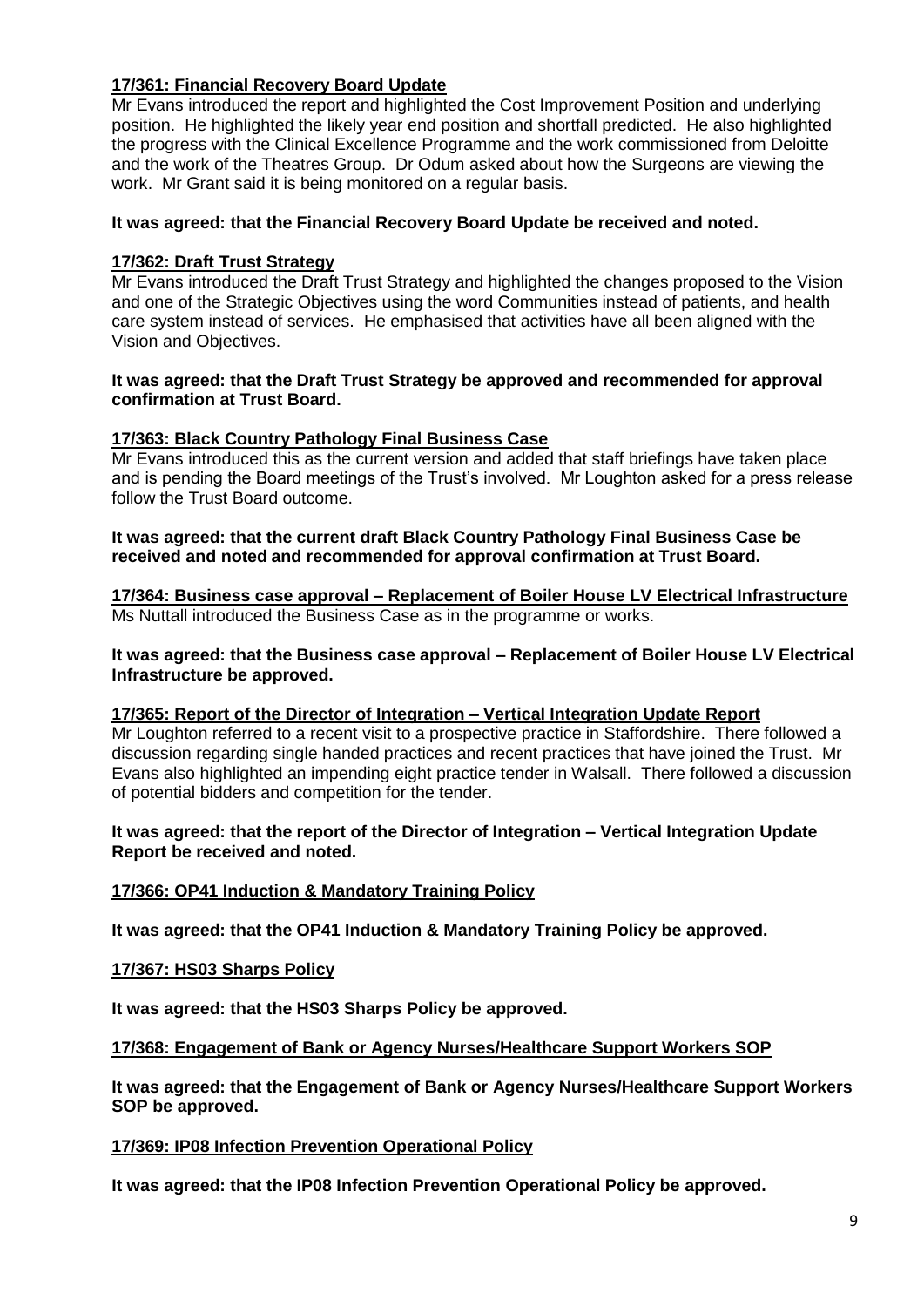**17/361: Financial Recovery Board Update**

Mr Evans introduced the report and highlighted the Cost Improvement Position and underlying position. He highlighted the likely year end position and shortfall predicted. He also highlighted the progress with the Clinical Excellence Programme and the work commissioned from Deloitte and the work of the Theatres Group. Dr Odum asked about how the Surgeons are viewing the work. Mr Grant said it is being monitored on a regular basis.

**It was agreed: that the Financial Recovery Board Update be received and noted.**

**17/362: Draft Trust Strategy**

Mr Evans introduced the Draft Trust Strategy and highlighted the changes proposed to the Vision and one of the Strategic Objectives using the word Communities instead of patients, and health care system instead of services. He emphasised that activities have all been aligned with the Vision and Objectives.

**It was agreed: that the Draft Trust Strategy be approved and recommended for approval confirmation at Trust Board.**

**17/363: Black Country Pathology Final Business Case**

Mr Evans introduced this as the current version and added that staff briefings have taken place and is pending the Board meetings of the Trust's involved. Mr Loughton asked for a press release follow the Trust Board outcome.

**It was agreed: that the current draft Black Country Pathology Final Business Case be received and noted and recommended for approval confirmation at Trust Board.**

**17/364: Business case approval – Replacement of Boiler House LV Electrical Infrastructure**

Ms Nuttall introduced the Business Case as in the programme or works.

**It was agreed: that the Business case approval – Replacement of Boiler House LV Electrical Infrastructure be approved.**

**17/365: Report of the Director of Integration – Vertical Integration Update Report**

Mr Loughton referred to a recent visit to a prospective practice in Staffordshire. There followed a discussion regarding single handed practices and recent practices that have joined the Trust. Mr Evans also highlighted an impending eight practice tender in Walsall. There followed a discussion of potential bidders and competition for the tender.

**It was agreed: that the report of the Director of Integration – Vertical Integration Update Report be received and noted.**

**17/366: OP41 Induction & Mandatory Training Policy**

**It was agreed: that the OP41 Induction & Mandatory Training Policy be approved.**

**17/367: HS03 Sharps Policy**

**It was agreed: that the HS03 Sharps Policy be approved.**

**17/368: Engagement of Bank or Agency Nurses/Healthcare Support Workers SOP**

**It was agreed: that the Engagement of Bank or Agency Nurses/Healthcare Support Workers SOP be approved.**

**17/369: IP08 Infection Prevention Operational Policy**

**It was agreed: that the IP08 Infection Prevention Operational Policy be approved.**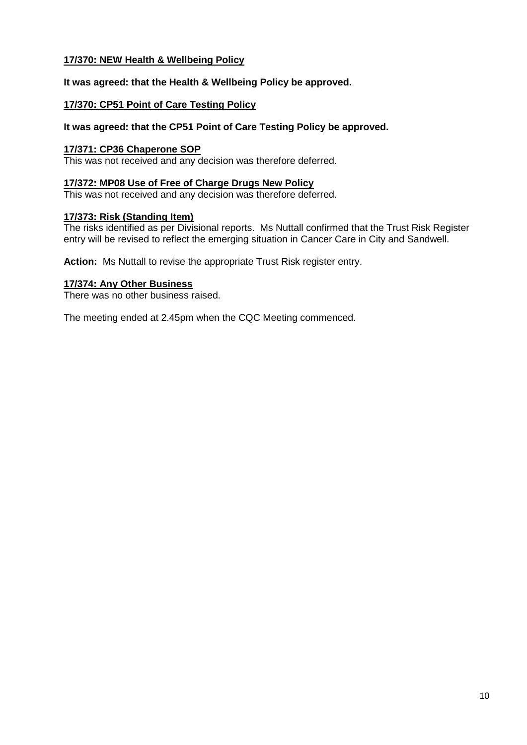**17/370: NEW Health & Wellbeing Policy**

**It was agreed: that the Health & Wellbeing Policy be approved.**

**17/370: CP51 Point of Care Testing Policy**

**It was agreed: that the CP51 Point of Care Testing Policy be approved.**

**17/371: CP36 Chaperone SOP**

This was not received and any decision was therefore deferred.

**17/372: MP08 Use of Free of Charge Drugs New Policy**

This was not received and any decision was therefore deferred.

**17/373: Risk (Standing Item)**

The risks identified as per Divisional reports. Ms Nuttall confirmed that the Trust Risk Register entry will be revised to reflect the emerging situation in Cancer Care in City and Sandwell.

**Action:** Ms Nuttall to revise the appropriate Trust Risk register entry.

**17/374: Any Other Business**

There was no other business raised.

The meeting ended at 2.45pm when the CQC Meeting commenced.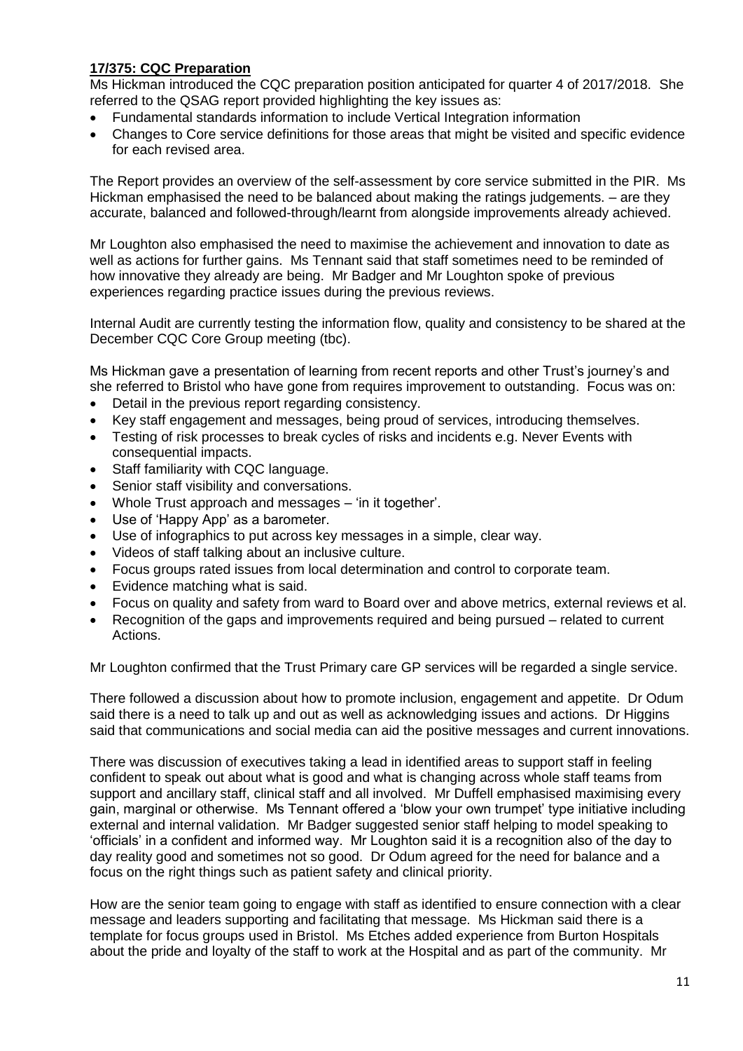**17/375: CQC Preparation**

Ms Hickman introduced the CQC preparation position anticipated for quarter 4 of 2017/2018. She referred to the QSAG report provided highlighting the key issues as:

- Fundamental standards information to include Vertical Integration information
- Changes to Core service definitions for those areas that might be visited and specific evidence for each revised area.

The Report provides an overview of the self-assessment by core service submitted in the PIR. Ms Hickman emphasised the need to be balanced about making the ratings judgements. – are they accurate, balanced and followed-through/learnt from alongside improvements already achieved.

Mr Loughton also emphasised the need to maximise the achievement and innovation to date as well as actions for further gains. Ms Tennant said that staff sometimes need to be reminded of how innovative they already are being. Mr Badger and Mr Loughton spoke of previous experiences regarding practice issues during the previous reviews.

Internal Audit are currently testing the information flow, quality and consistency to be shared at the December CQC Core Group meeting (tbc).

Ms Hickman gave a presentation of learning from recent reports and other Trust's journey's and she referred to Bristol who have gone from requires improvement to outstanding. Focus was on:

- Detail in the previous report regarding consistency.
- Key staff engagement and messages, being proud of services, introducing themselves.
- Testing of risk processes to break cycles of risks and incidents e.g. Never Events with consequential impacts.
- Staff familiarity with CQC language.
- Senior staff visibility and conversations.
- Whole Trust approach and messages – 'in it together'.
- Use of 'Happy App' as a barometer.
- Use of infographics to put across key messages in a simple, clear way.
- Videos of staff talking about an inclusive culture.
- Focus groups rated issues from local determination and control to corporate team.
- Evidence matching what is said.
- Focus on quality and safety from ward to Board over and above metrics, external reviews et al.
- Recognition of the gaps and improvements required and being pursued – related to current Actions.

Mr Loughton confirmed that the Trust Primary care GP services will be regarded a single service.

There followed a discussion about how to promote inclusion, engagement and appetite. Dr Odum said there is a need to talk up and out as well as acknowledging issues and actions. Dr Higgins said that communications and social media can aid the positive messages and current innovations.

There was discussion of executives taking a lead in identified areas to support staff in feeling confident to speak out about what is good and what is changing across whole staff teams from support and ancillary staff, clinical staff and all involved. Mr Duffell emphasised maximising every gain, marginal or otherwise. Ms Tennant offered a 'blow your own trumpet' type initiative including external and internal validation. Mr Badger suggested senior staff helping to model speaking to 'officials' in a confident and informed way. Mr Loughton said it is a recognition also of the day to day reality good and sometimes not so good. Dr Odum agreed for the need for balance and a focus on the right things such as patient safety and clinical priority.

How are the senior team going to engage with staff as identified to ensure connection with a clear message and leaders supporting and facilitating that message. Ms Hickman said there is a template for focus groups used in Bristol. Ms Etches added experience from Burton Hospitals about the pride and loyalty of the staff to work at the Hospital and as part of the community. Mr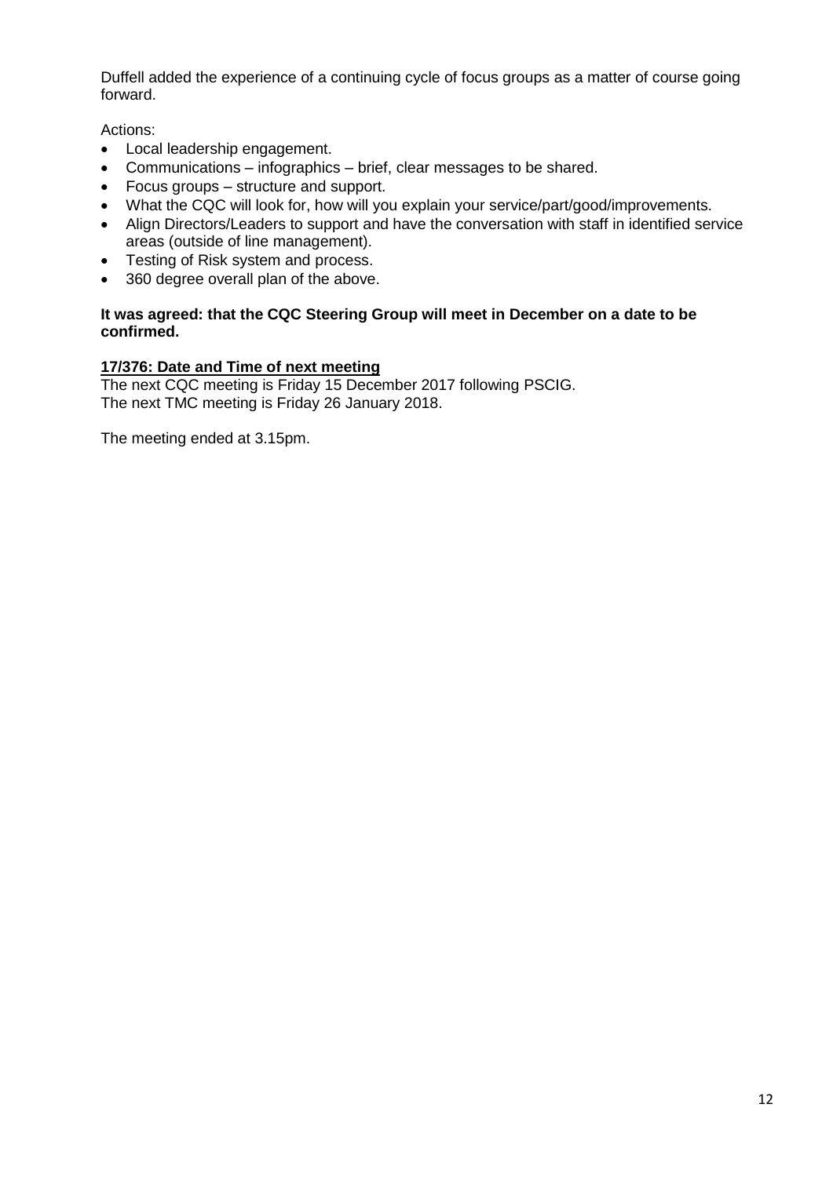Duffell added the experience of a continuing cycle of focus groups as a matter of course going forward.

Actions:

- Local leadership engagement.
- Communications – infographics – brief, clear messages to be shared.
- Focus groups – structure and support.
- What the CQC will look for, how will you explain your service/part/good/improvements.
- Align Directors/Leaders to support and have the conversation with staff in identified service areas (outside of line management).
- Testing of Risk system and process.
- 360 degree overall plan of the above.

**It was agreed: that the CQC Steering Group will meet in December on a date to be confirmed.**

**17/376: Date and Time of next meeting**

The next CQC meeting is Friday 15 December 2017 following PSCIG.
The next TMC meeting is Friday 26 January 2018.

The meeting ended at 3.15pm.